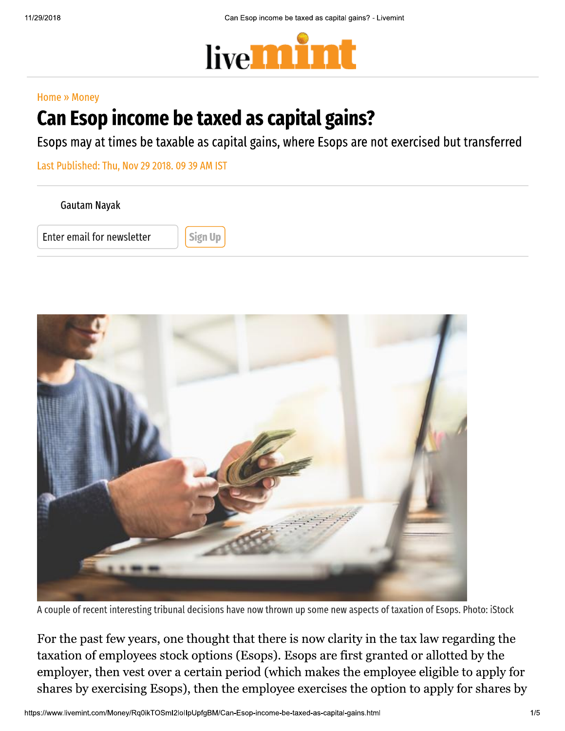Home » Money

# Can Esop income be taxed as capital gains?

Esops may at times be taxable as capital gains, where Esops are not exercised but transferred

Last Published: Thu, Nov 29 2018. 09 39 AM IST

Gautam Nayak

A couple of recent interesting tribunal decisions have now thrown up some new aspects of taxation of Esops. Photo: iStock

For the past few years, one thought that there is now clarity in the tax law regarding the taxation of employees stock options (Esops). Esops are first granted or allotted by the employer, then vest over a certain period (which makes the employee eligible to apply for shares by exercising Esops), then the employee exercises the option to apply for shares by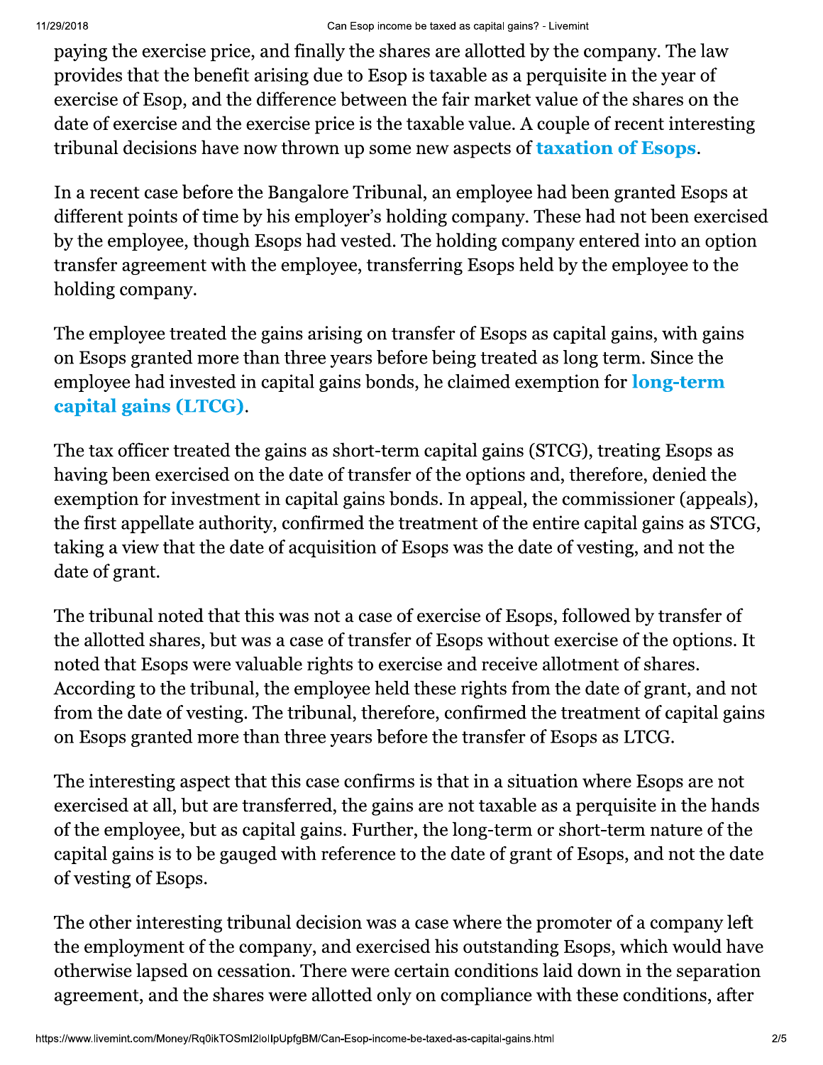paying the exercise price, and finally the shares are allotted by the company. The law provides that the benefit arising due to Esop is taxable as a perquisite in the year of exercise of Esop, and the difference between the fair market value of the shares on the date of exercise and the exercise price is the taxable value. A couple of recent interesting tribunal decisions have now thrown up some new aspects of **taxation of Esops**.

In a recent case before the Bangalore Tribunal, an employee had been granted Esops at different points of time by his employer's holding company. These had not been exercised by the employee, though Esops had vested. The holding company entered into an option transfer agreement with the employee, transferring Esops held by the employee to the holding company.

The employee treated the gains arising on transfer of Esops as capital gains, with gains on Esops granted more than three years before being treated as long term. Since the employee had invested in capital gains bonds, he claimed exemption for **long-term capital gains (LTCG)**.

The tax officer treated the gains as short-term capital gains (STCG), treating Esops as having been exercised on the date of transfer of the options and, therefore, denied the exemption for investment in capital gains bonds. In appeal, the commissioner (appeals), the first appellate authority, confirmed the treatment of the entire capital gains as STCG, taking a view that the date of acquisition of Esops was the date of vesting, and not the date of grant.

The tribunal noted that this was not a case of exercise of Esops, followed by transfer of the allotted shares, but was a case of transfer of Esops without exercise of the options. It noted that Esops were valuable rights to exercise and receive allotment of shares. According to the tribunal, the employee held these rights from the date of grant, and not from the date of vesting. The tribunal, therefore, confirmed the treatment of capital gains on Esops granted more than three years before the transfer of Esops as LTCG.

The interesting aspect that this case confirms is that in a situation where Esops are not exercised at all, but are transferred, the gains are not taxable as a perquisite in the hands of the employee, but as capital gains. Further, the long-term or short-term nature of the capital gains is to be gauged with reference to the date of grant of Esops, and not the date of vesting of Esops.

The other interesting tribunal decision was a case where the promoter of a company left the employment of the company, and exercised his outstanding Esops, which would have otherwise lapsed on cessation. There were certain conditions laid down in the separation agreement, and the shares were allotted only on compliance with these conditions, after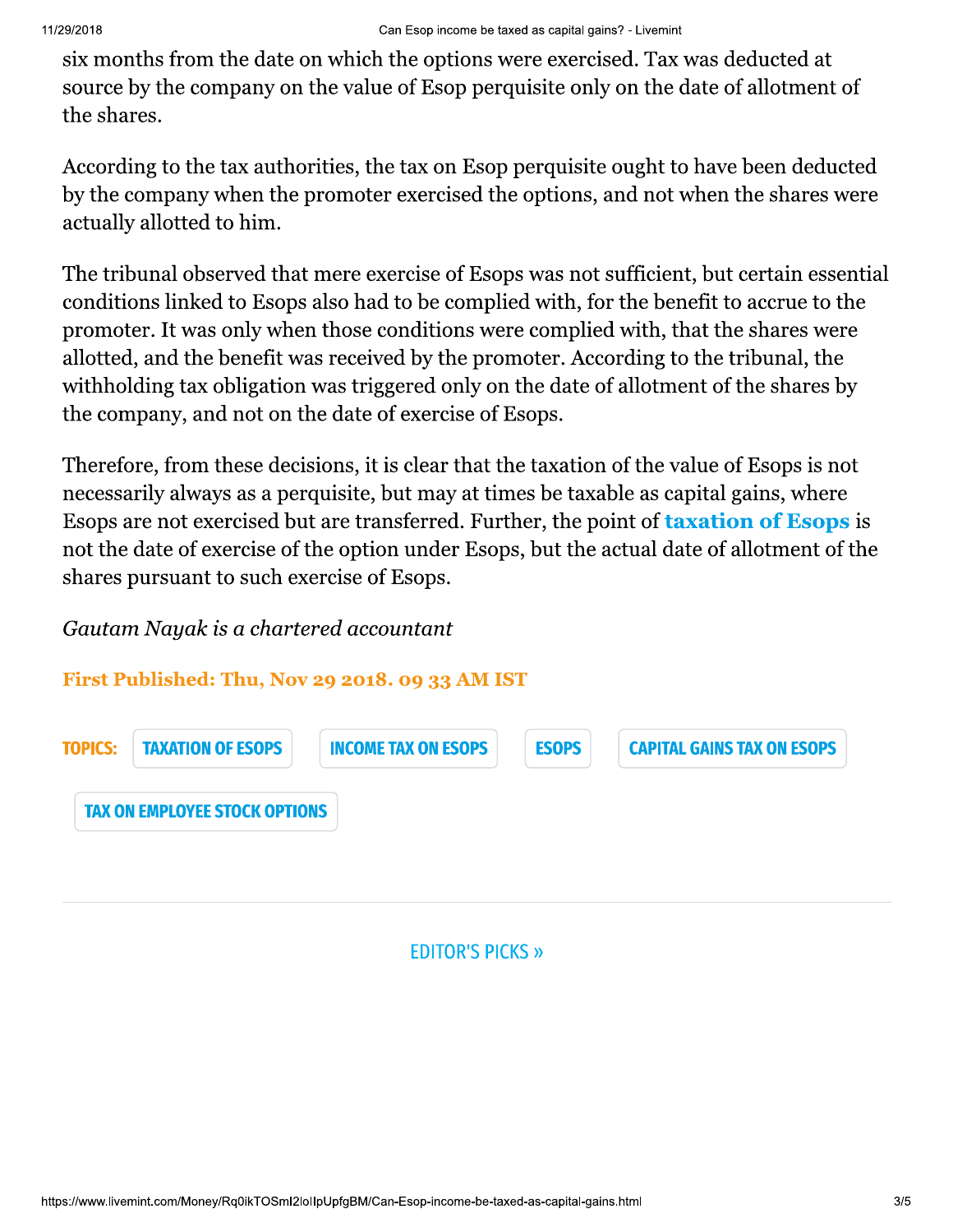six months from the date on which the options were exercised. Tax was deducted at source by the company on the value of Esop perquisite only on the date of allotment of the shares.

According to the tax authorities, the tax on Esop perquisite ought to have been deducted by the company when the promoter exercised the options, and not when the shares were actually allotted to him.

The tribunal observed that mere exercise of Esops was not sufficient, but certain essential conditions linked to Esops also had to be complied with, for the benefit to accrue to the promoter. It was only when those conditions were complied with, that the shares were allotted, and the benefit was received by the promoter. According to the tribunal, the withholding tax obligation was triggered only on the date of allotment of the shares by the company, and not on the date of exercise of Esops.

Therefore, from these decisions, it is clear that the taxation of the value of Esops is not necessarily always as a perquisite, but may at times be taxable as capital gains, where Esops are not exercised but are transferred. Further, the point of **taxation of Esops** is not the date of exercise of the option under Esops, but the actual date of allotment of the shares pursuant to such exercise of Esops.

*Gautam Nayak is a chartered accountant*

**First Published: Thu, Nov 29 2018. 09 33 AM IST**

**TOPICS:** TAXATION OF ESOPS | INCOME TAX ON ESOPS | ESOPS | CAPITAL GAINS TAX ON ESOPS | TAX ON EMPLOYEE STOCK OPTIONS

EDITOR'S PICKS »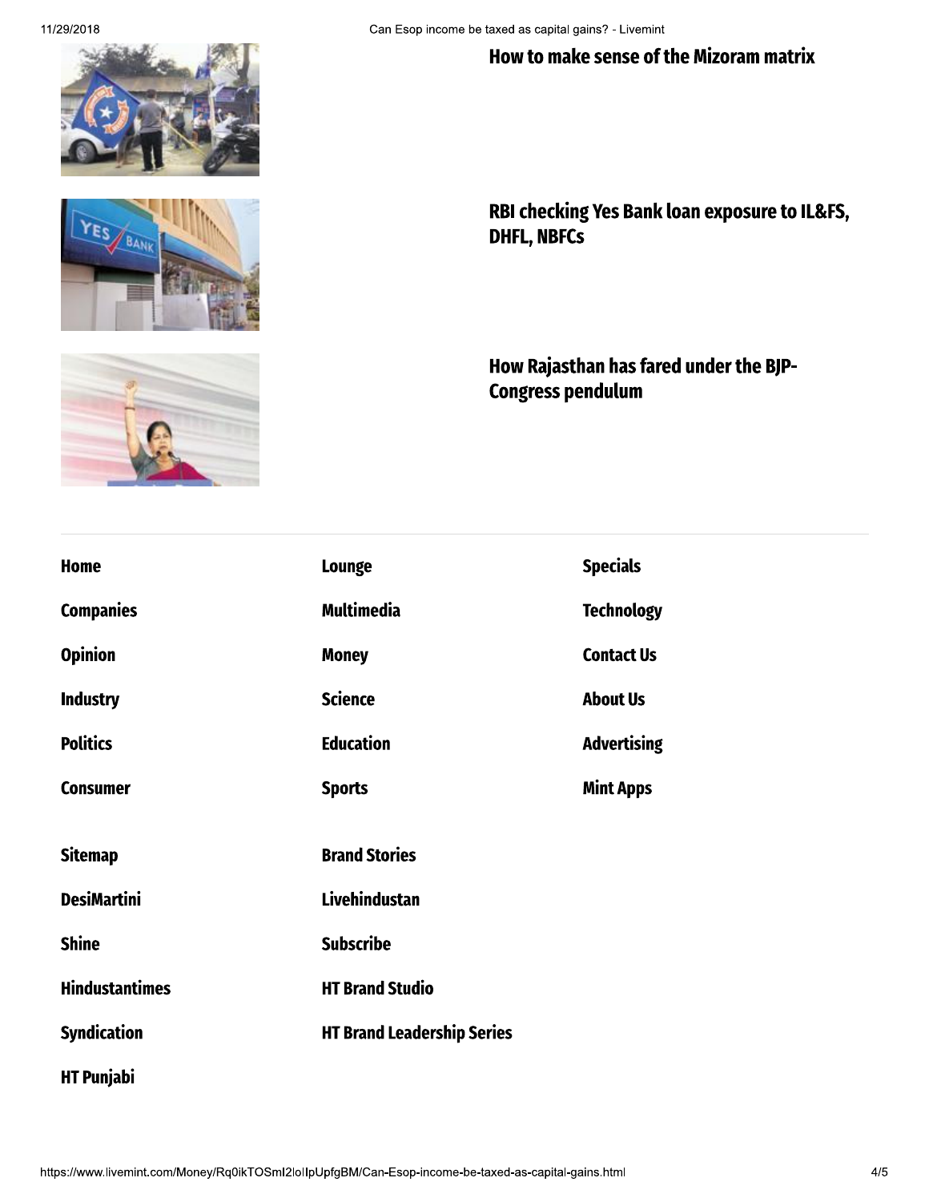**How to make sense of the Mizoram matrix**

**RBI checking Yes Bank loan exposure to IL&FS, DHFL, NBFCs**

**How Rajasthan has fared under the BJP-Congress pendulum**

---

**Home**

**Companies**

**Opinion**

**Industry**

**Politics**

**Consumer**

**Lounge**

**Multimedia**

**Money**

**Science**

**Education**

**Sports**

**Specials**

**Technology**

**Contact Us**

**About Us**

**Advertising**

**Mint Apps**

**Sitemap**

**DesiMartini**

**Shine**

**Hindustantimes**

**Syndication**

**HT Punjabi**

**Brand Stories**

**Livehindustan**

**Subscribe**

**HT Brand Studio**

**HT Brand Leadership Series**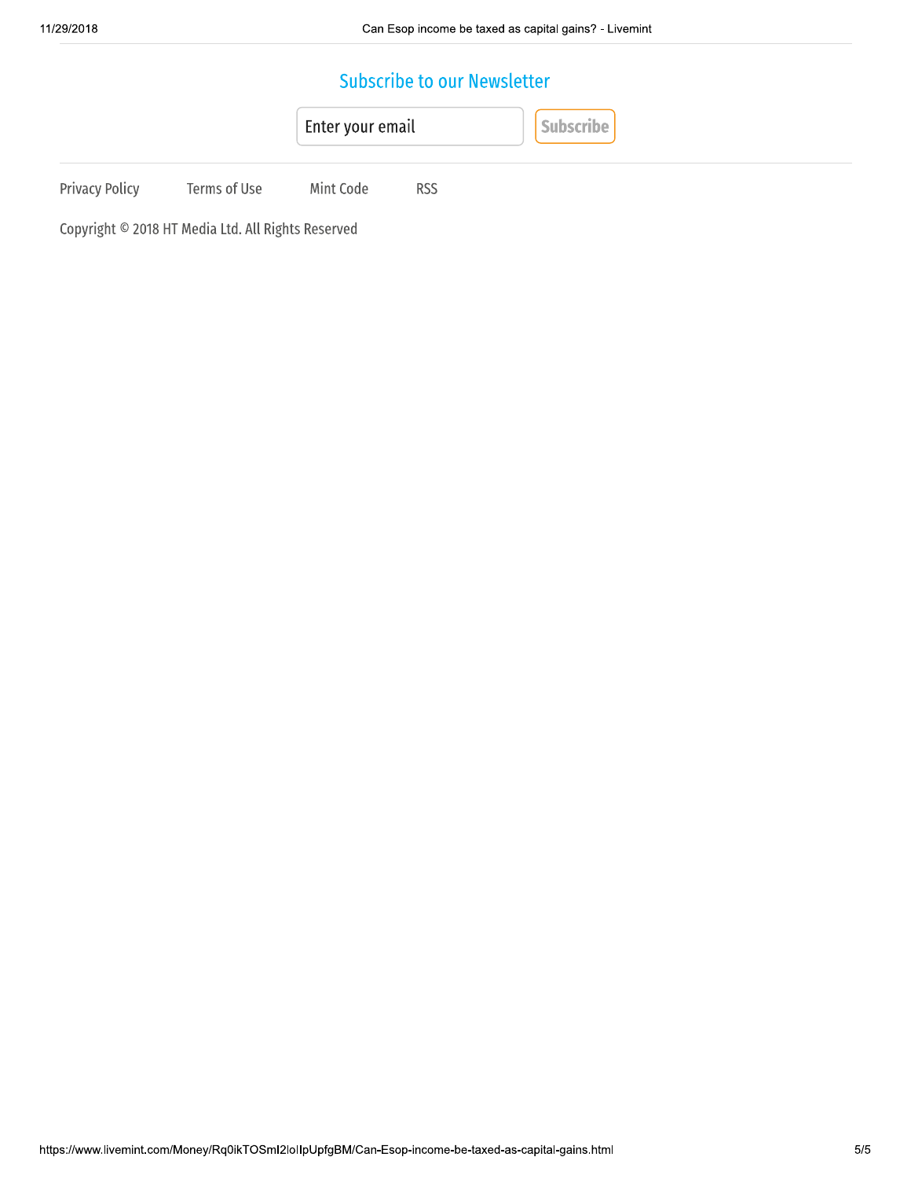## Subscribe to our Newsletter

Enter your email

Subscribe

Privacy Policy Terms of Use Mint Code RSS

Copyright © 2018 HT Media Ltd. All Rights Reserved